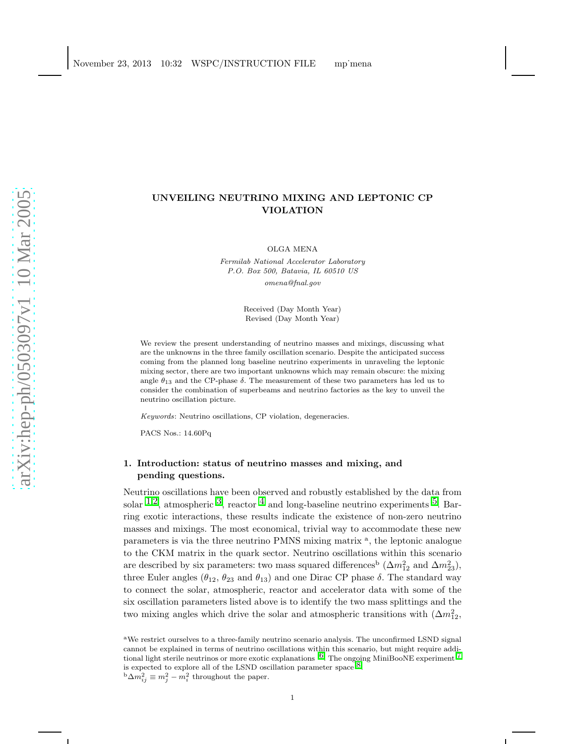# UNVEILING NEUTRINO MIXING AND LEPTONIC CP VIOLATION

OLGA MENA

*Fermilab National Accelerator Laboratory*
*P.O. Box 500, Batavia, IL 60510 US*
*omena@fnal.gov*

Received (Day Month Year)
Revised (Day Month Year)

We review the present understanding of neutrino masses and mixings, discussing what are the unknowns in the three family oscillation scenario. Despite the anticipated success coming from the planned long baseline neutrino experiments in unraveling the leptonic mixing sector, there are two important unknowns which may remain obscure: the mixing angle $\theta_{13}$ and the CP-phase $\delta$. The measurement of these two parameters has led us to consider the combination of superbeams and neutrino factories as the key to unveil the neutrino oscillation picture.

*Keywords*: Neutrino oscillations, CP violation, degeneracies.

PACS Nos.: 14.60Pq

## 1. Introduction: status of neutrino masses and mixing, and pending questions.

Neutrino oscillations have been observed and robustly established by the data from solar [1,2], atmospheric [3], reactor [4] and long-baseline neutrino experiments [5]. Barring exotic interactions, these results indicate the existence of non-zero neutrino masses and mixings. The most economical, trivial way to accommodate these new parameters is via the three neutrino PMNS mixing matrix [a], the leptonic analogue to the CKM matrix in the quark sector. Neutrino oscillations within this scenario are described by six parameters: two mass squared differences[b] ($\Delta m^2_{12}$ and $\Delta m^2_{23}$), three Euler angles ($\theta_{12}$, $\theta_{23}$ and $\theta_{13}$) and one Dirac CP phase $\delta$. The standard way to connect the solar, atmospheric, reactor and accelerator data with some of the six oscillation parameters listed above is to identify the two mass splittings and the two mixing angles which drive the solar and atmospheric transitions with ($\Delta m^2_{12}$,

[a] We restrict ourselves to a three-family neutrino scenario analysis. The unconfirmed LSND signal cannot be explained in terms of neutrino oscillations within this scenario, but might require additional light sterile neutrinos or more exotic explanations [6]. The ongoing MiniBooNE experiment [7] is expected to explore all of the LSND oscillation parameter space [8].

[b] $\Delta m^2_{ij} \equiv m^2_j - m^2_i$ throughout the paper.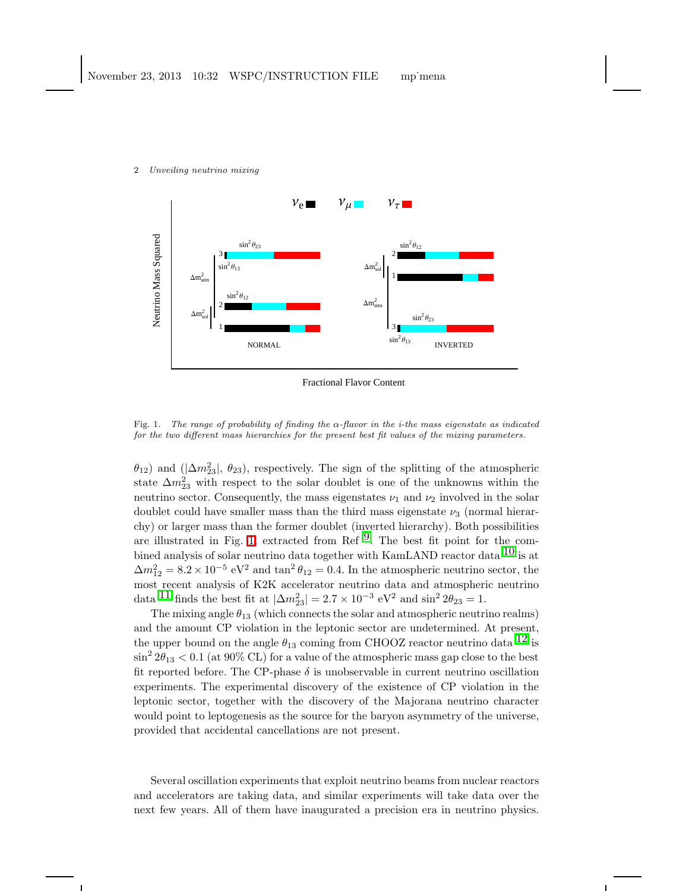Fig. 1. *The range of probability of finding the $\alpha$-flavor in the i-the mass eigenstate as indicated for the two different mass hierarchies for the present best fit values of the mixing parameters.*

$\theta_{12}$) and ($|\Delta m^2_{23}|$, $\theta_{23}$), respectively. The sign of the splitting of the atmospheric state $\Delta m^2_{23}$ with respect to the solar doublet is one of the unknowns within the neutrino sector. Consequently, the mass eigenstates $\nu_1$ and $\nu_2$ involved in the solar doublet could have smaller mass than the third mass eigenstate $\nu_3$ (normal hierarchy) or larger mass than the former doublet (inverted hierarchy). Both possibilities are illustrated in Fig. 1, extracted from Ref [9]. The best fit point for the combined analysis of solar neutrino data together with KamLAND reactor data [10] is at $\Delta m^2_{12} = 8.2 \times 10^{-5}$ eV$^2$ and $\tan^2\theta_{12} = 0.4$. In the atmospheric neutrino sector, the most recent analysis of K2K accelerator neutrino data and atmospheric neutrino data [11] finds the best fit at $|\Delta m^2_{23}| = 2.7 \times 10^{-3}$ eV$^2$ and $\sin^2 2\theta_{23} = 1$.

The mixing angle $\theta_{13}$ (which connects the solar and atmospheric neutrino realms) and the amount CP violation in the leptonic sector are undetermined. At present, the upper bound on the angle $\theta_{13}$ coming from CHOOZ reactor neutrino data [12] is $\sin^2 2\theta_{13} < 0.1$ (at 90% CL) for a value of the atmospheric mass gap close to the best fit reported before. The CP-phase $\delta$ is unobservable in current neutrino oscillation experiments. The experimental discovery of the existence of CP violation in the leptonic sector, together with the discovery of the Majorana neutrino character would point to leptogenesis as the source for the baryon asymmetry of the universe, provided that accidental cancellations are not present.

Several oscillation experiments that exploit neutrino beams from nuclear reactors and accelerators are taking data, and similar experiments will take data over the next few years. All of them have inaugurated a precision era in neutrino physics.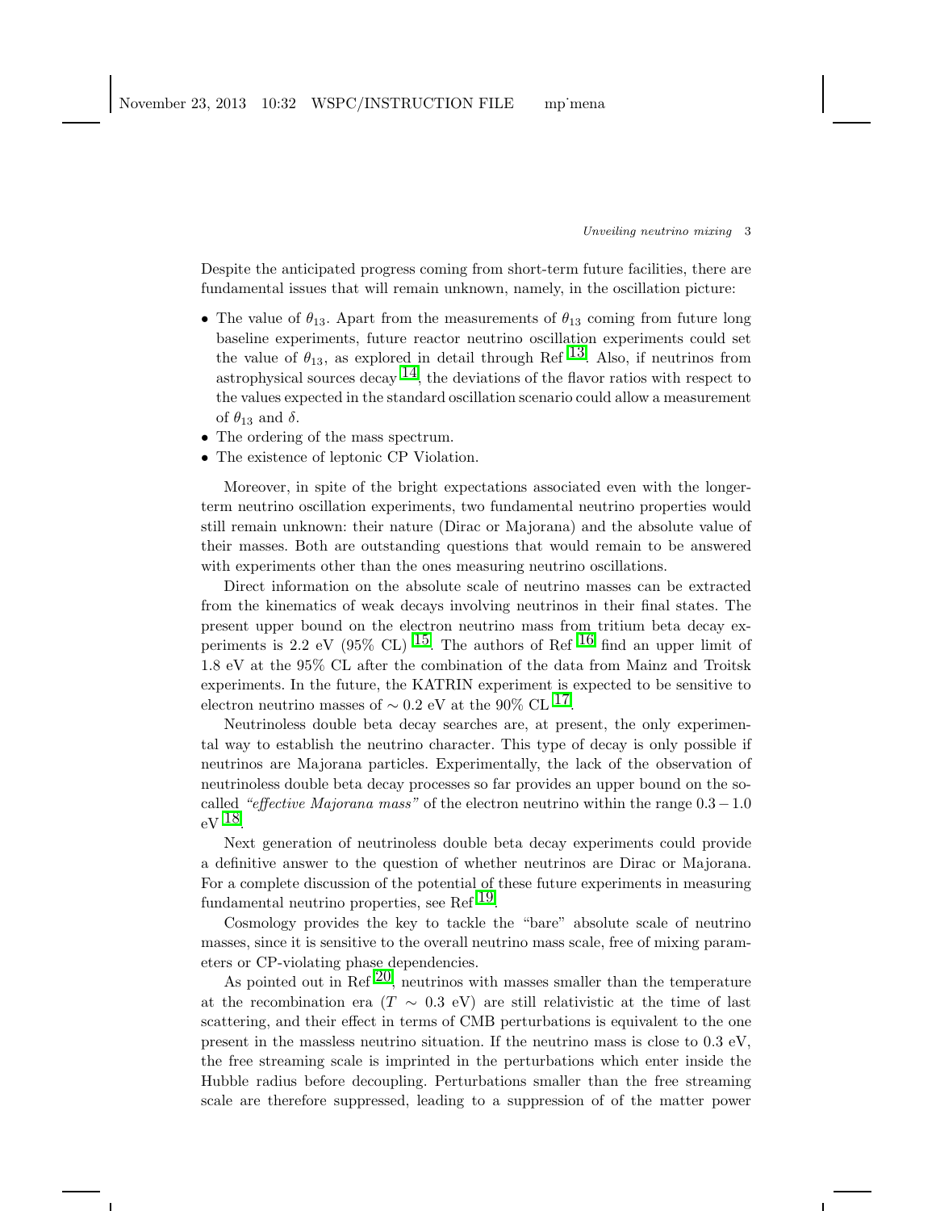Despite the anticipated progress coming from short-term future facilities, there are fundamental issues that will remain unknown, namely, in the oscillation picture:

- The value of $\theta_{13}$. Apart from the measurements of $\theta_{13}$ coming from future long baseline experiments, future reactor neutrino oscillation experiments could set the value of $\theta_{13}$, as explored in detail through Ref [13]. Also, if neutrinos from astrophysical sources decay [14], the deviations of the flavor ratios with respect to the values expected in the standard oscillation scenario could allow a measurement of $\theta_{13}$ and $\delta$.
- The ordering of the mass spectrum.
- The existence of leptonic CP Violation.

Moreover, in spite of the bright expectations associated even with the longer-term neutrino oscillation experiments, two fundamental neutrino properties would still remain unknown: their nature (Dirac or Majorana) and the absolute value of their masses. Both are outstanding questions that would remain to be answered with experiments other than the ones measuring neutrino oscillations.

Direct information on the absolute scale of neutrino masses can be extracted from the kinematics of weak decays involving neutrinos in their final states. The present upper bound on the electron neutrino mass from tritium beta decay experiments is 2.2 eV (95% CL) [15]. The authors of Ref [16] find an upper limit of 1.8 eV at the 95% CL after the combination of the data from Mainz and Troitsk experiments. In the future, the KATRIN experiment is expected to be sensitive to electron neutrino masses of $\sim 0.2$ eV at the 90% CL [17].

Neutrinoless double beta decay searches are, at present, the only experimental way to establish the neutrino character. This type of decay is only possible if neutrinos are Majorana particles. Experimentally, the lack of the observation of neutrinoless double beta decay processes so far provides an upper bound on the so-called *"effective Majorana mass"* of the electron neutrino within the range $0.3 - 1.0$ eV [18].

Next generation of neutrinoless double beta decay experiments could provide a definitive answer to the question of whether neutrinos are Dirac or Majorana. For a complete discussion of the potential of these future experiments in measuring fundamental neutrino properties, see Ref [19].

Cosmology provides the key to tackle the "bare" absolute scale of neutrino masses, since it is sensitive to the overall neutrino mass scale, free of mixing parameters or CP-violating phase dependencies.

As pointed out in Ref [20], neutrinos with masses smaller than the temperature at the recombination era ($T \sim 0.3$ eV) are still relativistic at the time of last scattering, and their effect in terms of CMB perturbations is equivalent to the one present in the massless neutrino situation. If the neutrino mass is close to 0.3 eV, the free streaming scale is imprinted in the perturbations which enter inside the Hubble radius before decoupling. Perturbations smaller than the free streaming scale are therefore suppressed, leading to a suppression of of the matter power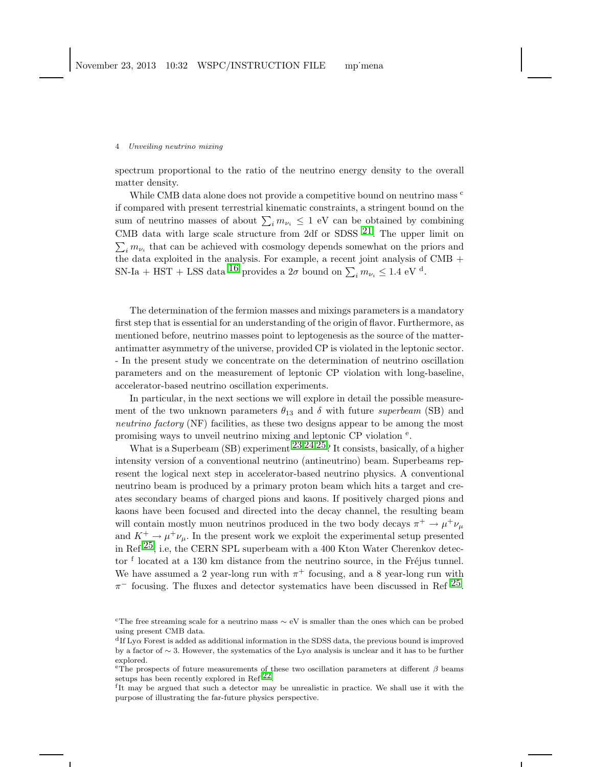spectrum proportional to the ratio of the neutrino energy density to the overall matter density.

While CMB data alone does not provide a competitive bound on neutrino mass [c] if compared with present terrestrial kinematic constraints, a stringent bound on the sum of neutrino masses of about $\sum_i m_{\nu_i} \leq 1$ eV can be obtained by combining CMB data with large scale structure from 2df or SDSS [21]. The upper limit on $\sum_i m_{\nu_i}$ that can be achieved with cosmology depends somewhat on the priors and the data exploited in the analysis. For example, a recent joint analysis of CMB + SN-Ia + HST + LSS data [16] provides a $2\sigma$ bound on $\sum_i m_{\nu_i} \leq 1.4$ eV [d].

The determination of the fermion masses and mixings parameters is a mandatory first step that is essential for an understanding of the origin of flavor. Furthermore, as mentioned before, neutrino masses point to leptogenesis as the source of the matter-antimatter asymmetry of the universe, provided CP is violated in the leptonic sector. - In the present study we concentrate on the determination of neutrino oscillation parameters and on the measurement of leptonic CP violation with long-baseline, accelerator-based neutrino oscillation experiments.

In particular, in the next sections we will explore in detail the possible measurement of the two unknown parameters $\theta_{13}$ and $\delta$ with future *superbeam* (SB) and *neutrino factory* (NF) facilities, as these two designs appear to be among the most promising ways to unveil neutrino mixing and leptonic CP violation [e].

What is a Superbeam (SB) experiment [23,24,25]? It consists, basically, of a higher intensity version of a conventional neutrino (antineutrino) beam. Superbeams represent the logical next step in accelerator-based neutrino physics. A conventional neutrino beam is produced by a primary proton beam which hits a target and creates secondary beams of charged pions and kaons. If positively charged pions and kaons have been focused and directed into the decay channel, the resulting beam will contain mostly muon neutrinos produced in the two body decays $\pi^+ \to \mu^+ \nu_\mu$ and $K^+ \to \mu^+ \nu_\mu$. In the present work we exploit the experimental setup presented in Ref [25], i.e, the CERN SPL superbeam with a 400 Kton Water Cherenkov detector [f] located at a 130 km distance from the neutrino source, in the Fréjus tunnel. We have assumed a 2 year-long run with $\pi^+$ focusing, and a 8 year-long run with $\pi^-$ focusing. The fluxes and detector systematics have been discussed in Ref [25].

[c] The free streaming scale for a neutrino mass $\sim$ eV is smaller than the ones which can be probed using present CMB data.

[d] If Ly$\alpha$ Forest is added as additional information in the SDSS data, the previous bound is improved by a factor of $\sim 3$. However, the systematics of the Ly$\alpha$ analysis is unclear and it has to be further explored.

[e] The prospects of future measurements of these two oscillation parameters at different $\beta$ beams setups has been recently explored in Ref [22].

[f] It may be argued that such a detector may be unrealistic in practice. We shall use it with the purpose of illustrating the far-future physics perspective.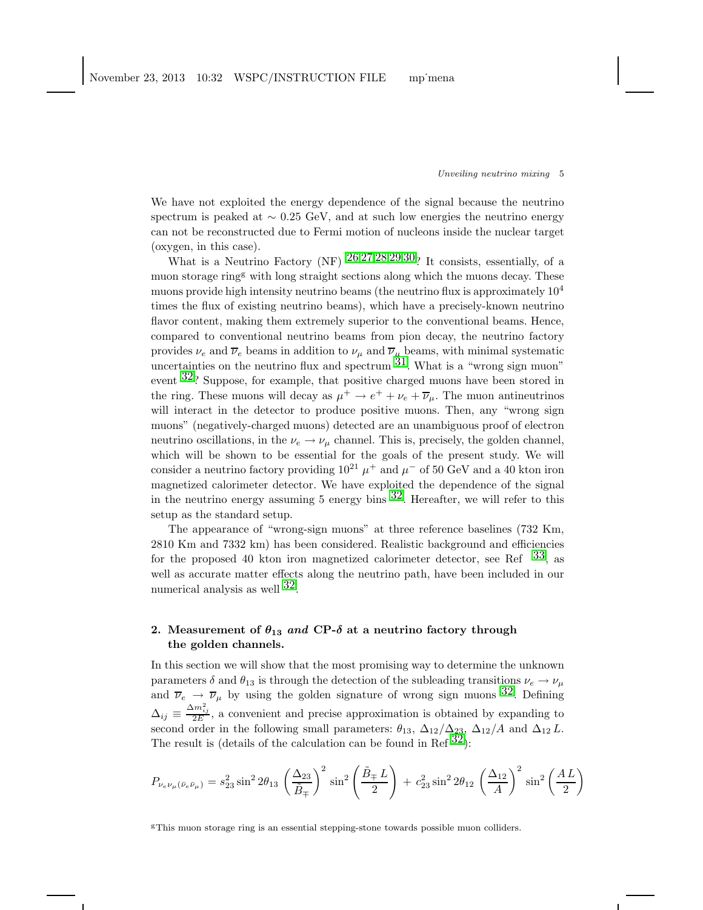We have not exploited the energy dependence of the signal because the neutrino spectrum is peaked at $\sim 0.25$ GeV, and at such low energies the neutrino energy can not be reconstructed due to Fermi motion of nucleons inside the nuclear target (oxygen, in this case).

What is a Neutrino Factory (NF) [26,27,28,29,30]? It consists, essentially, of a muon storage ring[g] with long straight sections along which the muons decay. These muons provide high intensity neutrino beams (the neutrino flux is approximately $10^4$ times the flux of existing neutrino beams), which have a precisely-known neutrino flavor content, making them extremely superior to the conventional beams. Hence, compared to conventional neutrino beams from pion decay, the neutrino factory provides $\nu_e$ and $\overline{\nu}_e$ beams in addition to $\nu_\mu$ and $\overline{\nu}_\mu$ beams, with minimal systematic uncertainties on the neutrino flux and spectrum [31]. What is a "wrong sign muon" event [32]? Suppose, for example, that positive charged muons have been stored in the ring. These muons will decay as $\mu^+ \to e^+ + \nu_e + \overline{\nu}_\mu$. The muon antineutrinos will interact in the detector to produce positive muons. Then, any "wrong sign muons" (negatively-charged muons) detected are an unambiguous proof of electron neutrino oscillations, in the $\nu_e \to \nu_\mu$ channel. This is, precisely, the golden channel, which will be shown to be essential for the goals of the present study. We will consider a neutrino factory providing $10^{21}$ $\mu^+$ and $\mu^-$ of 50 GeV and a 40 kton iron magnetized calorimeter detector. We have exploited the dependence of the signal in the neutrino energy assuming 5 energy bins [32]. Hereafter, we will refer to this setup as the standard setup.

The appearance of "wrong-sign muons" at three reference baselines (732 Km, 2810 Km and 7332 km) has been considered. Realistic background and efficiencies for the proposed 40 kton iron magnetized calorimeter detector, see Ref [33], as well as accurate matter effects along the neutrino path, have been included in our numerical analysis as well [32].

## 2. Measurement of $\theta_{13}$ *and* CP-$\delta$ at a neutrino factory through the golden channels.

In this section we will show that the most promising way to determine the unknown parameters $\delta$ and $\theta_{13}$ is through the detection of the subleading transitions $\nu_e \to \nu_\mu$ and $\overline{\nu}_e \to \overline{\nu}_\mu$ by using the golden signature of wrong sign muons [32]. Defining $\Delta_{ij} \equiv \frac{\Delta m^2_{ij}}{2E}$, a convenient and precise approximation is obtained by expanding to second order in the following small parameters: $\theta_{13}$, $\Delta_{12}/\Delta_{23}$, $\Delta_{12}/A$ and $\Delta_{12}\, L$. The result is (details of the calculation can be found in Ref [32]):

$$P_{\nu_e\nu_\mu(\bar{\nu}_e\bar{\nu}_\mu)} = s^2_{23}\sin^2 2\theta_{13}\,\left(\frac{\Delta_{23}}{\tilde{B}_\mp}\right)^2 \sin^2\left(\frac{\tilde{B}_\mp\, L}{2}\right) + \, c^2_{23}\sin^2 2\theta_{12}\,\left(\frac{\Delta_{12}}{A}\right)^2 \sin^2\left(\frac{A\, L}{2}\right)$$

[g]This muon storage ring is an essential stepping-stone towards possible muon colliders.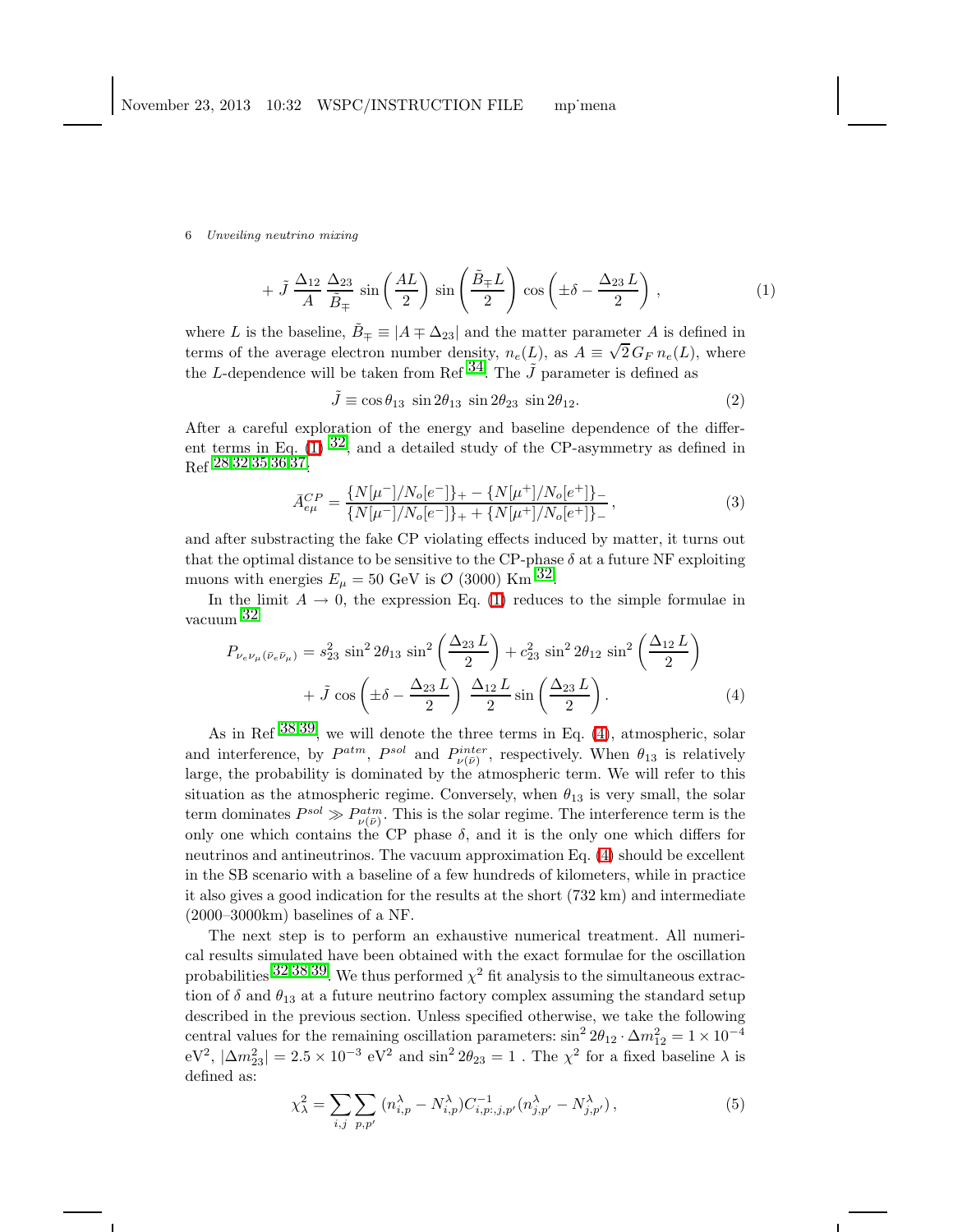$$+ \tilde{J} \, \frac{\Delta_{12}}{A} \, \frac{\Delta_{23}}{\tilde{B}_{\mp}} \, \sin\left(\frac{AL}{2}\right) \, \sin\left(\frac{\tilde{B}_{\mp} L}{2}\right) \, \cos\left(\pm\delta - \frac{\Delta_{23}\, L}{2}\right) \,, \tag{1}$$

where $L$ is the baseline, $\tilde{B}_{\mp} \equiv |A \mp \Delta_{23}|$ and the matter parameter $A$ is defined in terms of the average electron number density, $n_e(L)$, as $A \equiv \sqrt{2}\, G_F \, n_e(L)$, where the $L$-dependence will be taken from Ref [34]. The $\tilde{J}$ parameter is defined as

$$\tilde{J} \equiv \cos\theta_{13} \; \sin 2\theta_{13} \; \sin 2\theta_{23} \; \sin 2\theta_{12}. \tag{2}$$

After a careful exploration of the energy and baseline dependence of the different terms in Eq. (1) [32], and a detailed study of the CP-asymmetry as defined in Ref [28,32,35,36,37],

$$\bar{A}^{CP}_{e\mu} = \frac{\{N[\mu^-]/N_o[e^-]\}_+ - \{N[\mu^+]/N_o[e^+]\}_-}{\{N[\mu^-]/N_o[e^-]\}_+ + \{N[\mu^+]/N_o[e^+]\}_-} \,, \tag{3}$$

and after substracting the fake CP violating effects induced by matter, it turns out that the optimal distance to be sensitive to the CP-phase $\delta$ at a future NF exploiting muons with energies $E_\mu = 50$ GeV is $\mathcal{O}$ (3000) Km [32].

In the limit $A \to 0$, the expression Eq. (1) reduces to the simple formulae in vacuum [32]

$$P_{\nu_e \nu_\mu (\bar{\nu}_e \bar{\nu}_\mu)} = s_{23}^2 \, \sin^2 2\theta_{13} \, \sin^2\left(\frac{\Delta_{23}\, L}{2}\right) + c_{23}^2 \, \sin^2 2\theta_{12} \, \sin^2\left(\frac{\Delta_{12}\, L}{2}\right)$$
$$+ \tilde{J} \, \cos\left(\pm\delta - \frac{\Delta_{23}\, L}{2}\right) \, \frac{\Delta_{12}\, L}{2} \sin\left(\frac{\Delta_{23}\, L}{2}\right). \tag{4}$$

As in Ref [38,39], we will denote the three terms in Eq. (4), atmospheric, solar and interference, by $P^{atm}$, $P^{sol}$ and $P^{inter}_{\nu(\bar{\nu})}$, respectively. When $\theta_{13}$ is relatively large, the probability is dominated by the atmospheric term. We will refer to this situation as the atmospheric regime. Conversely, when $\theta_{13}$ is very small, the solar term dominates $P^{sol} \gg P^{atm}_{\nu(\bar{\nu})}$. This is the solar regime. The interference term is the only one which contains the CP phase $\delta$, and it is the only one which differs for neutrinos and antineutrinos. The vacuum approximation Eq. (4) should be excellent in the SB scenario with a baseline of a few hundreds of kilometers, while in practice it also gives a good indication for the results at the short (732 km) and intermediate (2000–3000km) baselines of a NF.

The next step is to perform an exhaustive numerical treatment. All numerical results simulated have been obtained with the exact formulae for the oscillation probabilities [32,38,39]. We thus performed $\chi^2$ fit analysis to the simultaneous extraction of $\delta$ and $\theta_{13}$ at a future neutrino factory complex assuming the standard setup described in the previous section. Unless specified otherwise, we take the following central values for the remaining oscillation parameters: $\sin^2 2\theta_{12} \cdot \Delta m^2_{12} = 1 \times 10^{-4}$ eV$^2$, $|\Delta m^2_{23}| = 2.5 \times 10^{-3}$ eV$^2$ and $\sin^2 2\theta_{23} = 1$ . The $\chi^2$ for a fixed baseline $\lambda$ is defined as:

$$\chi^2_\lambda = \sum_{i,j} \sum_{p,p'} \, (n^\lambda_{i,p} - N^\lambda_{i,p}) C^{-1}_{i,p:,j,p'} (n^\lambda_{j,p'} - N^\lambda_{j,p'}) \,, \tag{5}$$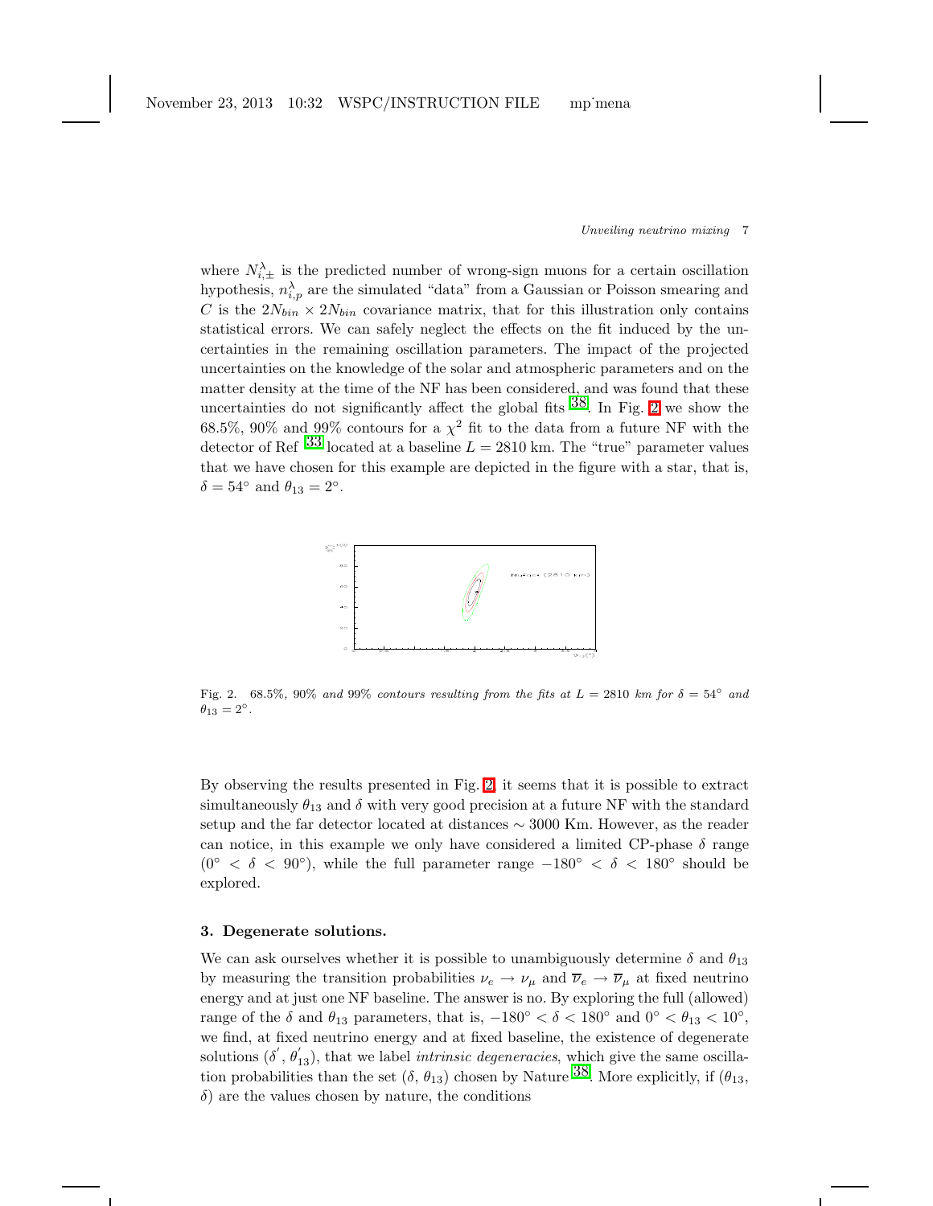where $N^{\lambda}_{i,\pm}$ is the predicted number of wrong-sign muons for a certain oscillation hypothesis, $n^{\lambda}_{i,p}$ are the simulated "data" from a Gaussian or Poisson smearing and $C$ is the $2N_{bin} \times 2N_{bin}$ covariance matrix, that for this illustration only contains statistical errors. We can safely neglect the effects on the fit induced by the uncertainties in the remaining oscillation parameters. The impact of the projected uncertainties on the knowledge of the solar and atmospheric parameters and on the matter density at the time of the NF has been considered, and was found that these uncertainties do not significantly affect the global fits [38]. In Fig. 2 we show the 68.5%, 90% and 99% contours for a $\chi^2$ fit to the data from a future NF with the detector of Ref [33] located at a baseline $L = 2810$ km. The "true" parameter values that we have chosen for this example are depicted in the figure with a star, that is, $\delta = 54^\circ$ and $\theta_{13} = 2^\circ$.

Fig. 2. 68.5%, 90% *and* 99% *contours resulting from the fits at* $L = 2810$ *km for* $\delta = 54^\circ$ *and* $\theta_{13} = 2^\circ$.

By observing the results presented in Fig. 2, it seems that it is possible to extract simultaneously $\theta_{13}$ and $\delta$ with very good precision at a future NF with the standard setup and the far detector located at distances $\sim 3000$ Km. However, as the reader can notice, in this example we only have considered a limited CP-phase $\delta$ range ($0^\circ < \delta < 90^\circ$), while the full parameter range $-180^\circ < \delta < 180^\circ$ should be explored.

## 3. Degenerate solutions.

We can ask ourselves whether it is possible to unambiguously determine $\delta$ and $\theta_{13}$ by measuring the transition probabilities $\nu_e \to \nu_\mu$ and $\overline{\nu}_e \to \overline{\nu}_\mu$ at fixed neutrino energy and at just one NF baseline. The answer is no. By exploring the full (allowed) range of the $\delta$ and $\theta_{13}$ parameters, that is, $-180^\circ < \delta < 180^\circ$ and $0^\circ < \theta_{13} < 10^\circ$, we find, at fixed neutrino energy and at fixed baseline, the existence of degenerate solutions ($\delta^{'}$, $\theta^{'}_{13}$), that we label *intrinsic degeneracies*, which give the same oscillation probabilities than the set ($\delta$, $\theta_{13}$) chosen by Nature [38]. More explicitly, if ($\theta_{13}$, $\delta$) are the values chosen by nature, the conditions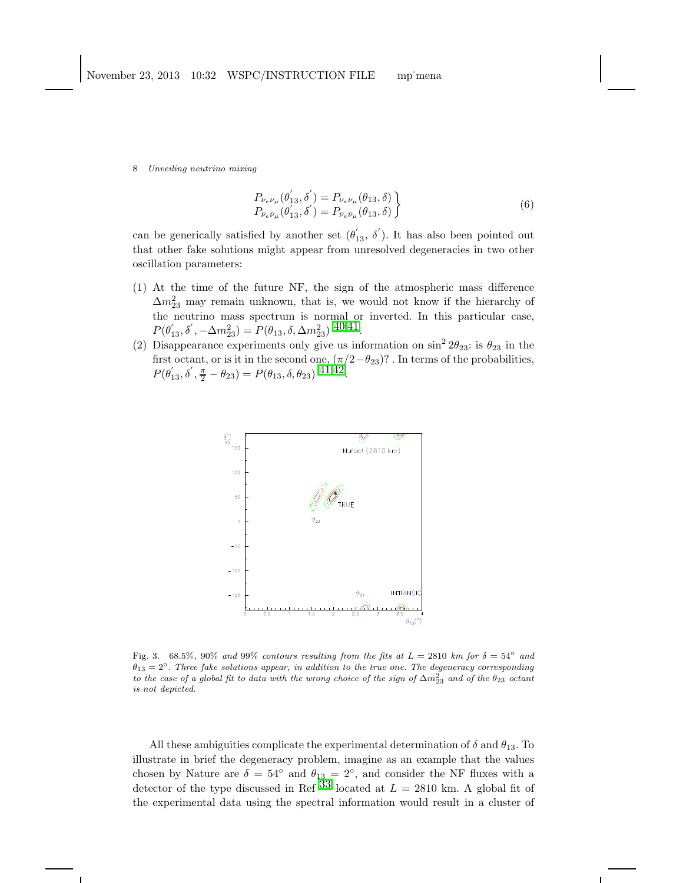$$
\left.\begin{array}{l}
P_{\nu_e\nu_\mu}(\theta_{13}^{'}, \delta^{'}) = P_{\nu_e\nu_\mu}(\theta_{13}, \delta) \\
P_{\bar{\nu}_e\bar{\nu}_\mu}(\theta_{13}^{'}, \delta^{'}) = P_{\bar{\nu}_e\bar{\nu}_\mu}(\theta_{13}, \delta)
\end{array}\right\} \tag{6}
$$

can be generically satisfied by another set $(\theta_{13}^{'}, \delta^{'})$. It has also been pointed out that other fake solutions might appear from unresolved degeneracies in two other oscillation parameters:

(1) At the time of the future NF, the sign of the atmospheric mass difference $\Delta m_{23}^2$ may remain unknown, that is, we would not know if the hierarchy of the neutrino mass spectrum is normal or inverted. In this particular case, $P(\theta_{13}^{'}, \delta^{'}, -\Delta m_{23}^2) = P(\theta_{13}, \delta, \Delta m_{23}^2)$ [40,41].

(2) Disappearance experiments only give us information on $\sin^2 2\theta_{23}$: is $\theta_{23}$ in the first octant, or is it in the second one, $(\pi/2 - \theta_{23})$? . In terms of the probabilities, $P(\theta_{13}^{'}, \delta^{'}, \frac{\pi}{2} - \theta_{23}) = P(\theta_{13}, \delta, \theta_{23})$ [41,42].

Fig. 3. 68.5%, 90% *and* 99% *contours resulting from the fits at* $L = 2810$ *km for* $\delta = 54^\circ$ *and* $\theta_{13} = 2^\circ$. *Three fake solutions appear, in addition to the true one. The degeneracy corresponding to the case of a global fit to data with the wrong choice of the sign of* $\Delta m_{23}^2$ *and of the* $\theta_{23}$ *octant is not depicted.*

All these ambiguities complicate the experimental determination of $\delta$ and $\theta_{13}$. To illustrate in brief the degeneracy problem, imagine as an example that the values chosen by Nature are $\delta = 54^\circ$ and $\theta_{13} = 2^\circ$, and consider the NF fluxes with a detector of the type discussed in Ref [33] located at $L = 2810$ km. A global fit of the experimental data using the spectral information would result in a cluster of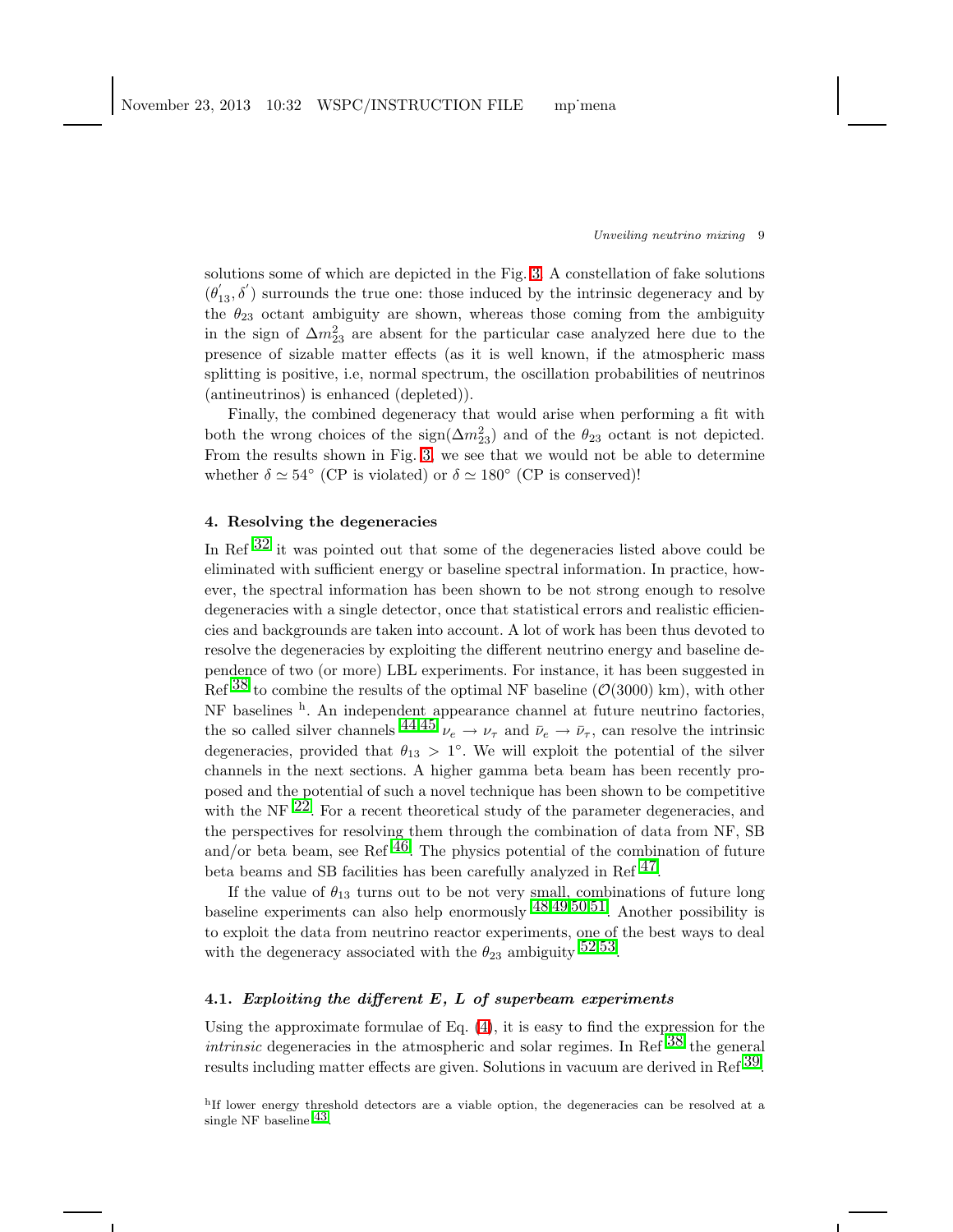solutions some of which are depicted in the Fig. 3. A constellation of fake solutions $(\theta_{13}^{'}, \delta^{'})$ surrounds the true one: those induced by the intrinsic degeneracy and by the $\theta_{23}$ octant ambiguity are shown, whereas those coming from the ambiguity in the sign of $\Delta m_{23}^2$ are absent for the particular case analyzed here due to the presence of sizable matter effects (as it is well known, if the atmospheric mass splitting is positive, i.e, normal spectrum, the oscillation probabilities of neutrinos (antineutrinos) is enhanced (depleted)).

Finally, the combined degeneracy that would arise when performing a fit with both the wrong choices of the sign($\Delta m_{23}^2$) and of the $\theta_{23}$ octant is not depicted. From the results shown in Fig. 3, we see that we would not be able to determine whether $\delta \simeq 54^\circ$ (CP is violated) or $\delta \simeq 180^\circ$ (CP is conserved)!

## 4. Resolving the degeneracies

In Ref [32] it was pointed out that some of the degeneracies listed above could be eliminated with sufficient energy or baseline spectral information. In practice, however, the spectral information has been shown to be not strong enough to resolve degeneracies with a single detector, once that statistical errors and realistic efficiencies and backgrounds are taken into account. A lot of work has been thus devoted to resolve the degeneracies by exploiting the different neutrino energy and baseline dependence of two (or more) LBL experiments. For instance, it has been suggested in Ref [38] to combine the results of the optimal NF baseline ($\mathcal{O}(3000)$ km), with other NF baselines [h]. An independent appearance channel at future neutrino factories, the so called silver channels [44,45] $\nu_e \to \nu_\tau$ and $\bar{\nu}_e \to \bar{\nu}_\tau$, can resolve the intrinsic degeneracies, provided that $\theta_{13} > 1^\circ$. We will exploit the potential of the silver channels in the next sections. A higher gamma beta beam has been recently proposed and the potential of such a novel technique has been shown to be competitive with the NF [22]. For a recent theoretical study of the parameter degeneracies, and the perspectives for resolving them through the combination of data from NF, SB and/or beta beam, see Ref [46]. The physics potential of the combination of future beta beams and SB facilities has been carefully analyzed in Ref [47].

If the value of $\theta_{13}$ turns out to be not very small, combinations of future long baseline experiments can also help enormously [48,49,50,51]. Another possibility is to exploit the data from neutrino reactor experiments, one of the best ways to deal with the degeneracy associated with the $\theta_{23}$ ambiguity [52,53].

### 4.1. *Exploiting the different E, L of superbeam experiments*

Using the approximate formulae of Eq. (4), it is easy to find the expression for the *intrinsic* degeneracies in the atmospheric and solar regimes. In Ref [38] the general results including matter effects are given. Solutions in vacuum are derived in Ref [39].

[h] If lower energy threshold detectors are a viable option, the degeneracies can be resolved at a single NF baseline [43].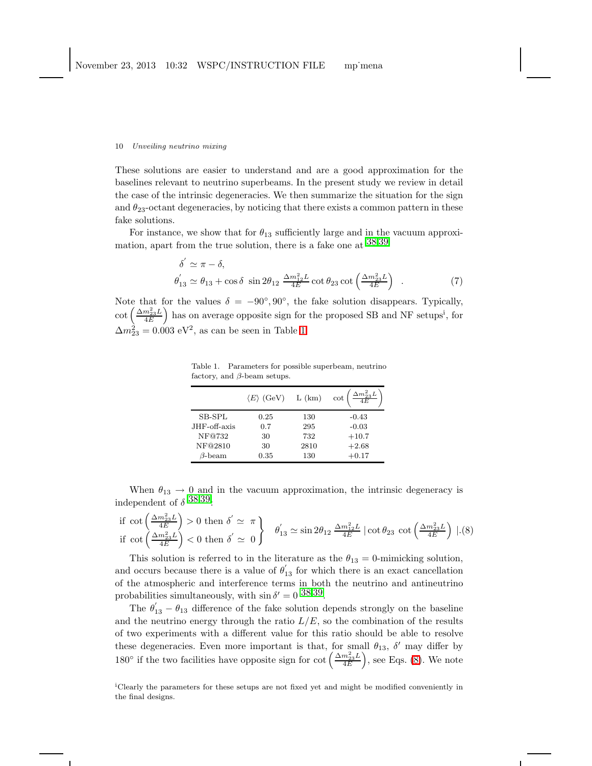These solutions are easier to understand and are a good approximation for the baselines relevant to neutrino superbeams. In the present study we review in detail the case of the intrinsic degeneracies. We then summarize the situation for the sign and $\theta_{23}$-octant degeneracies, by noticing that there exists a common pattern in these fake solutions.

For instance, we show that for $\theta_{13}$ sufficiently large and in the vacuum approximation, apart from the true solution, there is a fake one at [38,39]

$$
\begin{aligned}
\delta' &\simeq \pi - \delta, \\
\theta_{13}' &\simeq \theta_{13} + \cos\delta \;\sin 2\theta_{12}\; \tfrac{\Delta m^2_{12} L}{4E} \cot\theta_{23} \cot\left(\tfrac{\Delta m^2_{23} L}{4E}\right) \quad .
\end{aligned}
\tag{7}
$$

Note that for the values $\delta = -90^\circ, 90^\circ$, the fake solution disappears. Typically, $\cot\left(\frac{\Delta m^2_{23} L}{4E}\right)$ has on average opposite sign for the proposed SB and NF setups[i], for $\Delta m^2_{23} = 0.003$ eV$^2$, as can be seen in Table 1.

Table 1. Parameters for possible superbeam, neutrino factory, and $\beta$-beam setups.

| | $\langle E\rangle$ (GeV) | L (km) | $\cot\left(\frac{\Delta m^2_{23} L}{4E}\right)$ |
|---|---|---|---|
| SB-SPL | 0.25 | 130 | -0.43 |
| JHF-off-axis | 0.7 | 295 | -0.03 |
| NF@732 | 30 | 732 | +10.7 |
| NF@2810 | 30 | 2810 | +2.68 |
| $\beta$-beam | 0.35 | 130 | +0.17 |

When $\theta_{13} \to 0$ and in the vacuum approximation, the intrinsic degeneracy is independent of $\delta$ [38,39]:

$$
\left.
\begin{aligned}
&\text{if } \cot\left(\tfrac{\Delta m^2_{23} L}{4E}\right) > 0 \text{ then } \delta' \simeq \pi \\
&\text{if } \cot\left(\tfrac{\Delta m^2_{23} L}{4E}\right) < 0 \text{ then } \delta' \simeq 0
\end{aligned}
\right\}
\quad \theta_{13}' \simeq \sin 2\theta_{12}\, \tfrac{\Delta m^2_{12} L}{4E} \,|\cot\theta_{23}\, \cot\left(\tfrac{\Delta m^2_{23} L}{4E}\right)| .
\tag{8}
$$

This solution is referred to in the literature as the $\theta_{13} = 0$-mimicking solution, and occurs because there is a value of $\theta_{13}'$ for which there is an exact cancellation of the atmospheric and interference terms in both the neutrino and antineutrino probabilities simultaneously, with $\sin\delta' = 0$ [38,39].

The $\theta_{13}' - \theta_{13}$ difference of the fake solution depends strongly on the baseline and the neutrino energy through the ratio $L/E$, so the combination of the results of two experiments with a different value for this ratio should be able to resolve these degeneracies. Even more important is that, for small $\theta_{13}$, $\delta'$ may differ by $180^\circ$ if the two facilities have opposite sign for $\cot\left(\frac{\Delta m^2_{23} L}{4E}\right)$, see Eqs. (8). We note

[i] Clearly the parameters for these setups are not fixed yet and might be modified conveniently in the final designs.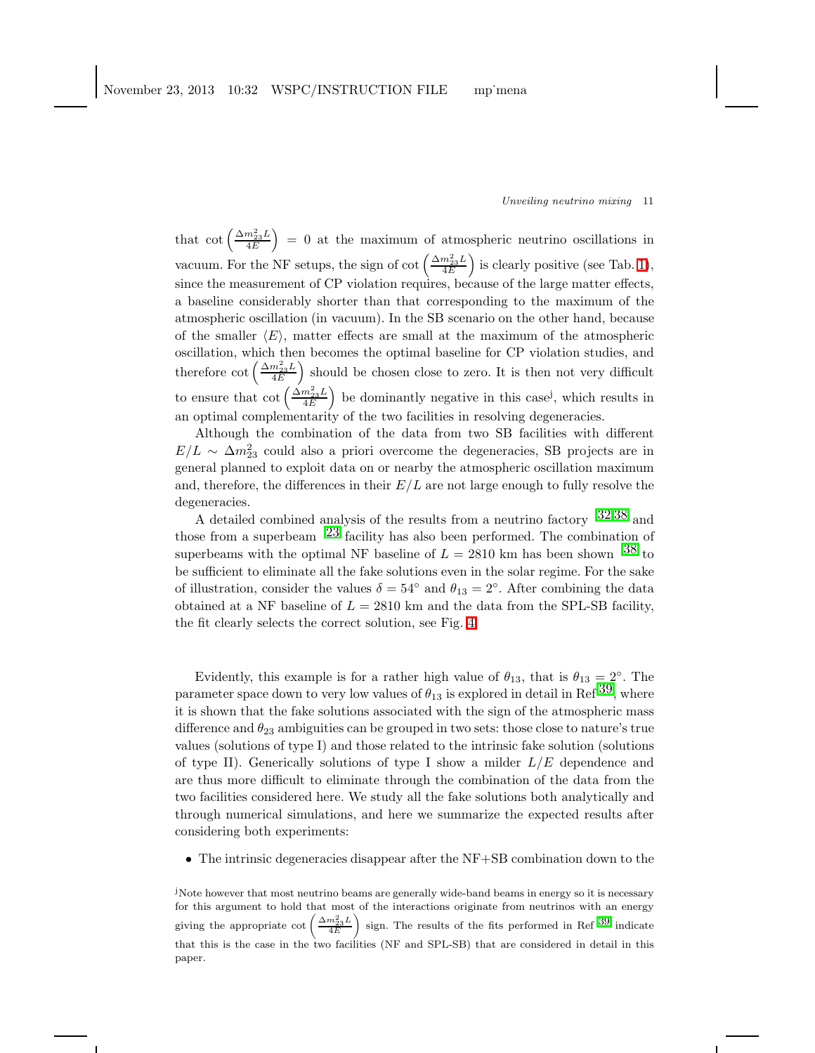that $\cot\left(\frac{\Delta m^2_{23} L}{4E}\right) = 0$ at the maximum of atmospheric neutrino oscillations in vacuum. For the NF setups, the sign of $\cot\left(\frac{\Delta m^2_{23} L}{4E}\right)$ is clearly positive (see Tab. 1), since the measurement of CP violation requires, because of the large matter effects, a baseline considerably shorter than that corresponding to the maximum of the atmospheric oscillation (in vacuum). In the SB scenario on the other hand, because of the smaller $\langle E \rangle$, matter effects are small at the maximum of the atmospheric oscillation, which then becomes the optimal baseline for CP violation studies, and therefore $\cot\left(\frac{\Delta m^2_{23} L}{4E}\right)$ should be chosen close to zero. It is then not very difficult to ensure that $\cot\left(\frac{\Delta m^2_{23} L}{4E}\right)$ be dominantly negative in this case[j], which results in an optimal complementarity of the two facilities in resolving degeneracies.

Although the combination of the data from two SB facilities with different $E/L \sim \Delta m^2_{23}$ could also a priori overcome the degeneracies, SB projects are in general planned to exploit data on or nearby the atmospheric oscillation maximum and, therefore, the differences in their $E/L$ are not large enough to fully resolve the degeneracies.

A detailed combined analysis of the results from a neutrino factory [32,38] and those from a superbeam [23] facility has also been performed. The combination of superbeams with the optimal NF baseline of $L = 2810$ km has been shown [38] to be sufficient to eliminate all the fake solutions even in the solar regime. For the sake of illustration, consider the values $\delta = 54^\circ$ and $\theta_{13} = 2^\circ$. After combining the data obtained at a NF baseline of $L = 2810$ km and the data from the SPL-SB facility, the fit clearly selects the correct solution, see Fig. 4.

Evidently, this example is for a rather high value of $\theta_{13}$, that is $\theta_{13} = 2^\circ$. The parameter space down to very low values of $\theta_{13}$ is explored in detail in Ref.[39], where it is shown that the fake solutions associated with the sign of the atmospheric mass difference and $\theta_{23}$ ambiguities can be grouped in two sets: those close to nature's true values (solutions of type I) and those related to the intrinsic fake solution (solutions of type II). Generically solutions of type I show a milder $L/E$ dependence and are thus more difficult to eliminate through the combination of the data from the two facilities considered here. We study all the fake solutions both analytically and through numerical simulations, and here we summarize the expected results after considering both experiments:

- The intrinsic degeneracies disappear after the NF+SB combination down to the

[j] Note however that most neutrino beams are generally wide-band beams in energy so it is necessary for this argument to hold that most of the interactions originate from neutrinos with an energy giving the appropriate $\cot\left(\frac{\Delta m^2_{23} L}{4E}\right)$ sign. The results of the fits performed in Ref.[39] indicate that this is the case in the two facilities (NF and SPL-SB) that are considered in detail in this paper.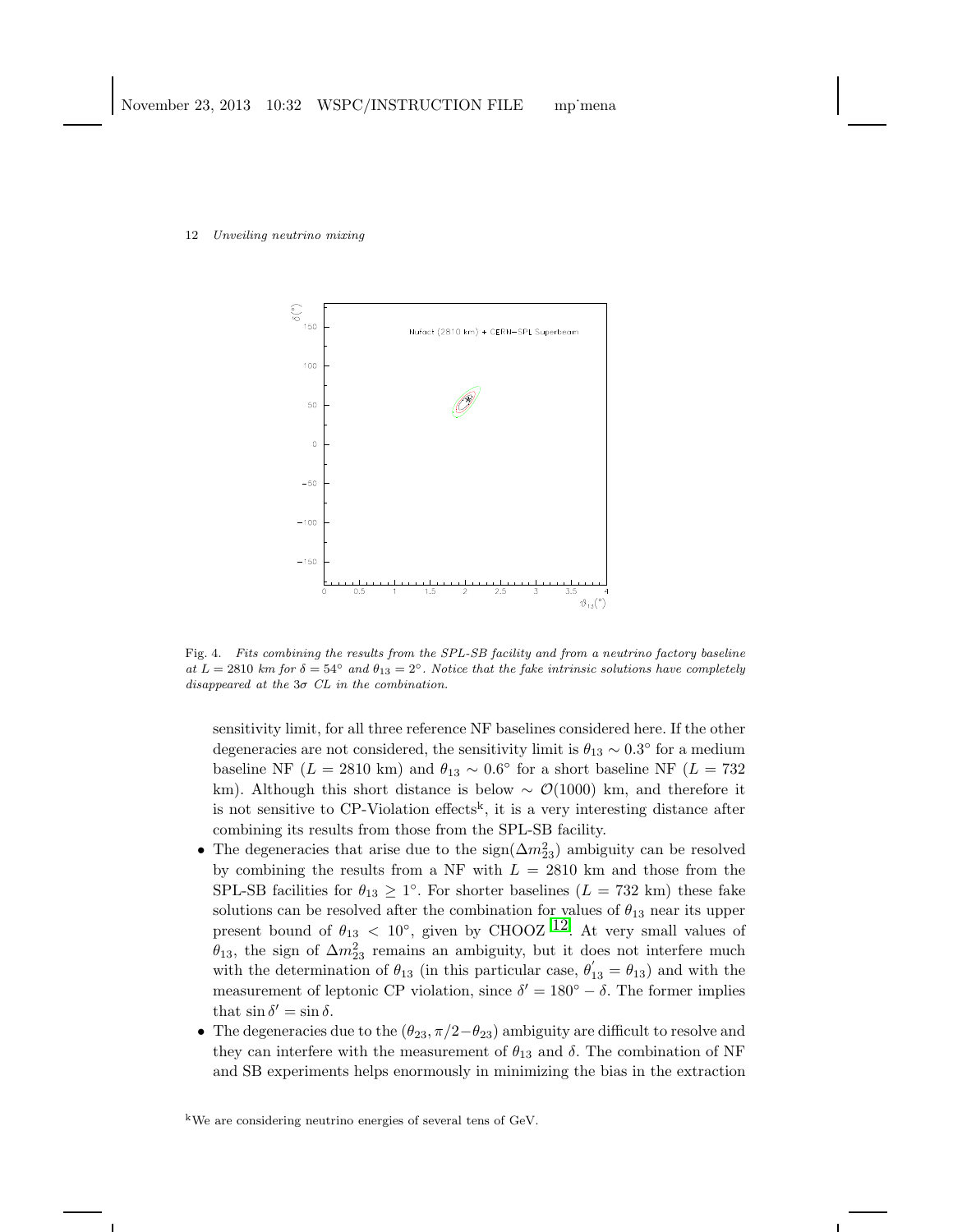Fig. 4. *Fits combining the results from the SPL-SB facility and from a neutrino factory baseline at $L = 2810$ km for $\delta = 54°$ and $\theta_{13} = 2°$. Notice that the fake intrinsic solutions have completely disappeared at the $3\sigma$ CL in the combination.*

sensitivity limit, for all three reference NF baselines considered here. If the other degeneracies are not considered, the sensitivity limit is $\theta_{13} \sim 0.3°$ for a medium baseline NF ($L = 2810$ km) and $\theta_{13} \sim 0.6°$ for a short baseline NF ($L = 732$ km). Although this short distance is below $\sim \mathcal{O}(1000)$ km, and therefore it is not sensitive to CP-Violation effects[k], it is a very interesting distance after combining its results from those from the SPL-SB facility.

- The degeneracies that arise due to the sign($\Delta m^2_{23}$) ambiguity can be resolved by combining the results from a NF with $L = 2810$ km and those from the SPL-SB facilities for $\theta_{13} \geq 1°$. For shorter baselines ($L = 732$ km) these fake solutions can be resolved after the combination for values of $\theta_{13}$ near its upper present bound of $\theta_{13} < 10°$, given by CHOOZ [12]. At very small values of $\theta_{13}$, the sign of $\Delta m^2_{23}$ remains an ambiguity, but it does not interfere much with the determination of $\theta_{13}$ (in this particular case, $\theta^{'}_{13} = \theta_{13}$) and with the measurement of leptonic CP violation, since $\delta' = 180° - \delta$. The former implies that $\sin \delta' = \sin \delta$.
- The degeneracies due to the $(\theta_{23}, \pi/2 - \theta_{23})$ ambiguity are difficult to resolve and they can interfere with the measurement of $\theta_{13}$ and $\delta$. The combination of NF and SB experiments helps enormously in minimizing the bias in the extraction

[k] We are considering neutrino energies of several tens of GeV.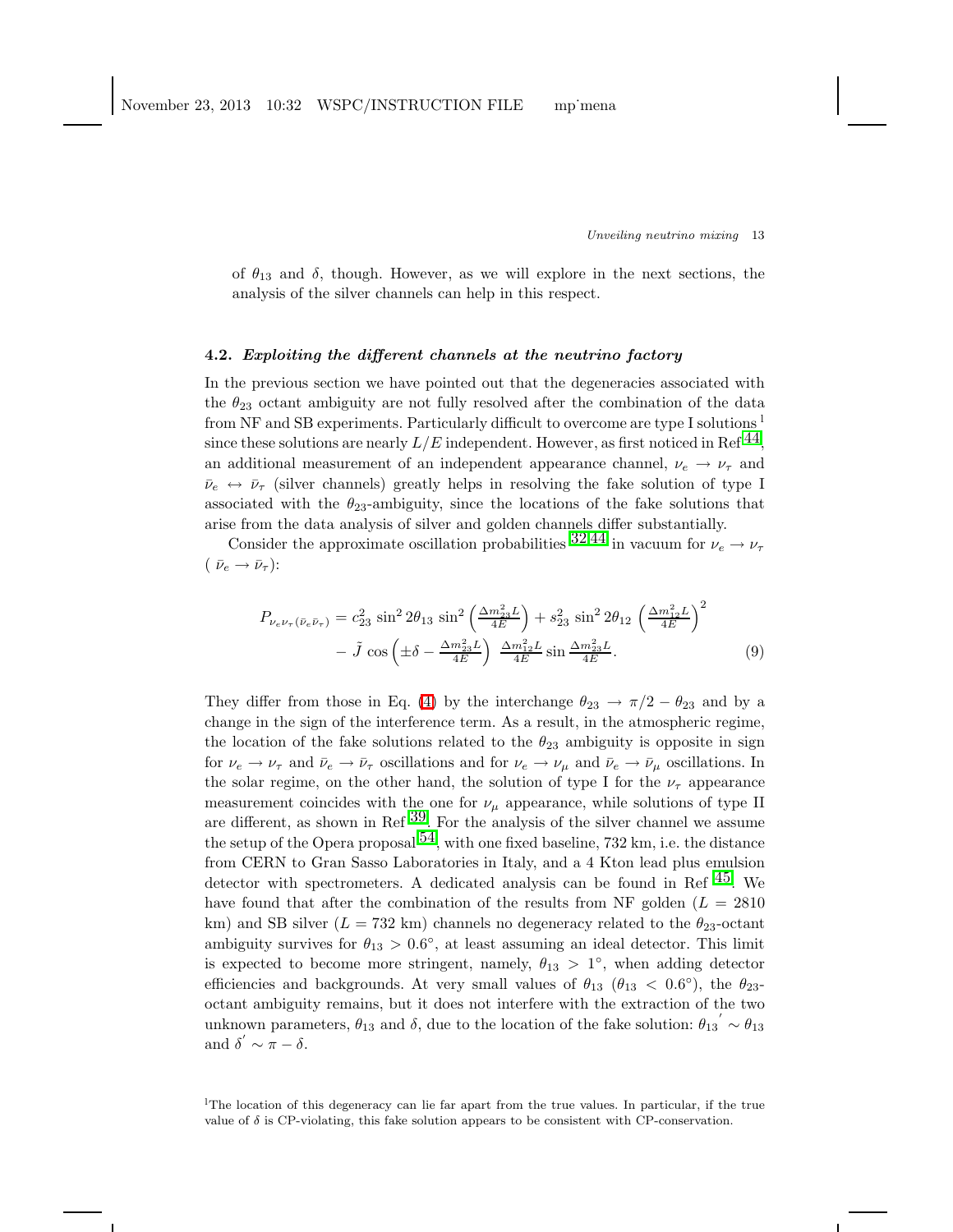of $\theta_{13}$ and $\delta$, though. However, as we will explore in the next sections, the analysis of the silver channels can help in this respect.

### 4.2. *Exploiting the different channels at the neutrino factory*

In the previous section we have pointed out that the degeneracies associated with the $\theta_{23}$ octant ambiguity are not fully resolved after the combination of the data from NF and SB experiments. Particularly difficult to overcome are type I solutions [l] since these solutions are nearly $L/E$ independent. However, as first noticed in Ref [44], an additional measurement of an independent appearance channel, $\nu_e \to \nu_\tau$ and $\bar{\nu}_e \leftrightarrow \bar{\nu}_\tau$ (silver channels) greatly helps in resolving the fake solution of type I associated with the $\theta_{23}$-ambiguity, since the locations of the fake solutions that arise from the data analysis of silver and golden channels differ substantially.

Consider the approximate oscillation probabilities [32,44] in vacuum for $\nu_e \to \nu_\tau$ ( $\bar{\nu}_e \to \bar{\nu}_\tau$):

$$
\begin{aligned}
P_{\nu_e\nu_\tau(\bar{\nu}_e\bar{\nu}_\tau)} = {} & c_{23}^2 \, \sin^2 2\theta_{13} \, \sin^2\left(\tfrac{\Delta m_{23}^2 L}{4E}\right) + s_{23}^2 \, \sin^2 2\theta_{12} \, \left(\tfrac{\Delta m_{12}^2 L}{4E}\right)^2 \\
& - \tilde{J} \, \cos\left(\pm\delta - \tfrac{\Delta m_{23}^2 L}{4E}\right) \, \tfrac{\Delta m_{12}^2 L}{4E} \sin \tfrac{\Delta m_{23}^2 L}{4E}.
\end{aligned}
\tag{9}
$$

They differ from those in Eq. (4) by the interchange $\theta_{23} \to \pi/2 - \theta_{23}$ and by a change in the sign of the interference term. As a result, in the atmospheric regime, the location of the fake solutions related to the $\theta_{23}$ ambiguity is opposite in sign for $\nu_e \to \nu_\tau$ and $\bar{\nu}_e \to \bar{\nu}_\tau$ oscillations and for $\nu_e \to \nu_\mu$ and $\bar{\nu}_e \to \bar{\nu}_\mu$ oscillations. In the solar regime, on the other hand, the solution of type I for the $\nu_\tau$ appearance measurement coincides with the one for $\nu_\mu$ appearance, while solutions of type II are different, as shown in Ref [39]. For the analysis of the silver channel we assume the setup of the Opera proposal [54], with one fixed baseline, 732 km, i.e. the distance from CERN to Gran Sasso Laboratories in Italy, and a 4 Kton lead plus emulsion detector with spectrometers. A dedicated analysis can be found in Ref [45]. We have found that after the combination of the results from NF golden ($L = 2810$ km) and SB silver ($L = 732$ km) channels no degeneracy related to the $\theta_{23}$-octant ambiguity survives for $\theta_{13} > 0.6^\circ$, at least assuming an ideal detector. This limit is expected to become more stringent, namely, $\theta_{13} > 1^\circ$, when adding detector efficiencies and backgrounds. At very small values of $\theta_{13}$ ($\theta_{13} < 0.6^\circ$), the $\theta_{23}$-octant ambiguity remains, but it does not interfere with the extraction of the two unknown parameters, $\theta_{13}$ and $\delta$, due to the location of the fake solution: $\theta_{13}{}' \sim \theta_{13}$ and $\delta' \sim \pi - \delta$.

[l]The location of this degeneracy can lie far apart from the true values. In particular, if the true value of $\delta$ is CP-violating, this fake solution appears to be consistent with CP-conservation.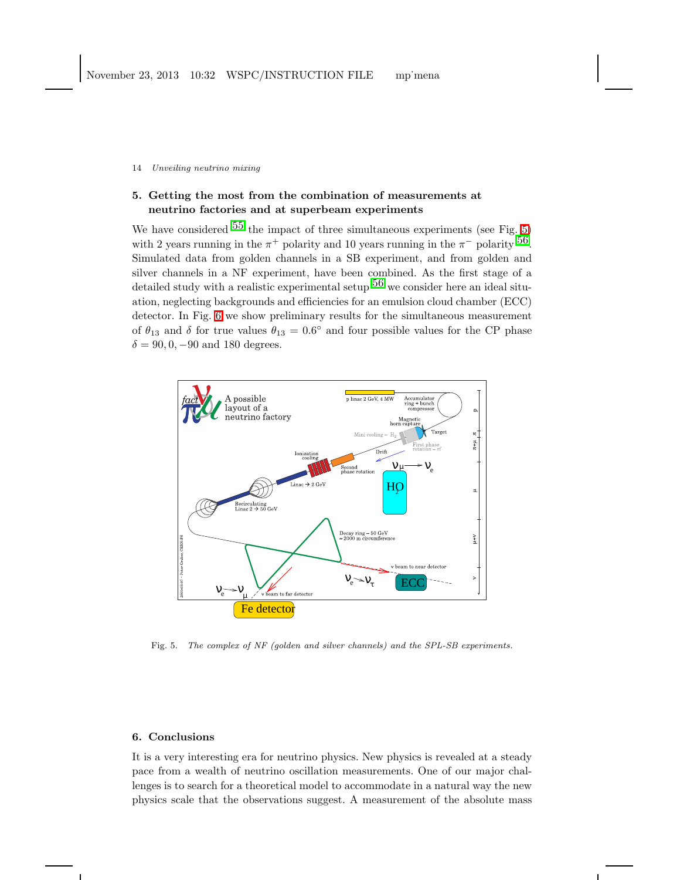## 5. Getting the most from the combination of measurements at neutrino factories and at superbeam experiments

We have considered [55] the impact of three simultaneous experiments (see Fig. 5) with 2 years running in the $\pi^+$ polarity and 10 years running in the $\pi^-$ polarity [56]. Simulated data from golden channels in a SB experiment, and from golden and silver channels in a NF experiment, have been combined. As the first stage of a detailed study with a realistic experimental setup [56] we consider here an ideal situation, neglecting backgrounds and efficiencies for an emulsion cloud chamber (ECC) detector. In Fig. 6 we show preliminary results for the simultaneous measurement of $\theta_{13}$ and $\delta$ for true values $\theta_{13} = 0.6°$ and four possible values for the CP phase $\delta = 90, 0, -90$ and 180 degrees.

Fig. 5. *The complex of NF (golden and silver channels) and the SPL-SB experiments.*

## 6. Conclusions

It is a very interesting era for neutrino physics. New physics is revealed at a steady pace from a wealth of neutrino oscillation measurements. One of our major challenges is to search for a theoretical model to accommodate in a natural way the new physics scale that the observations suggest. A measurement of the absolute mass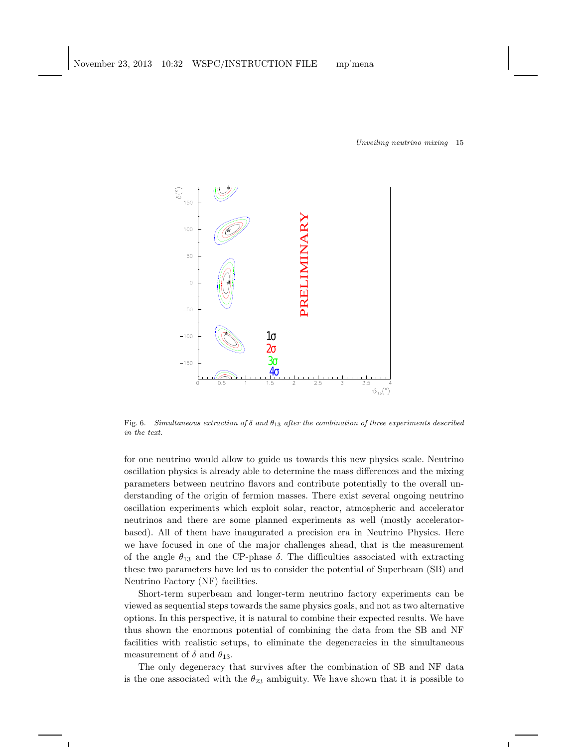Fig. 6. *Simultaneous extraction of $\delta$ and $\theta_{13}$ after the combination of three experiments described in the text.*

for one neutrino would allow to guide us towards this new physics scale. Neutrino oscillation physics is already able to determine the mass differences and the mixing parameters between neutrino flavors and contribute potentially to the overall understanding of the origin of fermion masses. There exist several ongoing neutrino oscillation experiments which exploit solar, reactor, atmospheric and accelerator neutrinos and there are some planned experiments as well (mostly accelerator-based). All of them have inaugurated a precision era in Neutrino Physics. Here we have focused in one of the major challenges ahead, that is the measurement of the angle $\theta_{13}$ and the CP-phase $\delta$. The difficulties associated with extracting these two parameters have led us to consider the potential of Superbeam (SB) and Neutrino Factory (NF) facilities.

Short-term superbeam and longer-term neutrino factory experiments can be viewed as sequential steps towards the same physics goals, and not as two alternative options. In this perspective, it is natural to combine their expected results. We have thus shown the enormous potential of combining the data from the SB and NF facilities with realistic setups, to eliminate the degeneracies in the simultaneous measurement of $\delta$ and $\theta_{13}$.

The only degeneracy that survives after the combination of SB and NF data is the one associated with the $\theta_{23}$ ambiguity. We have shown that it is possible to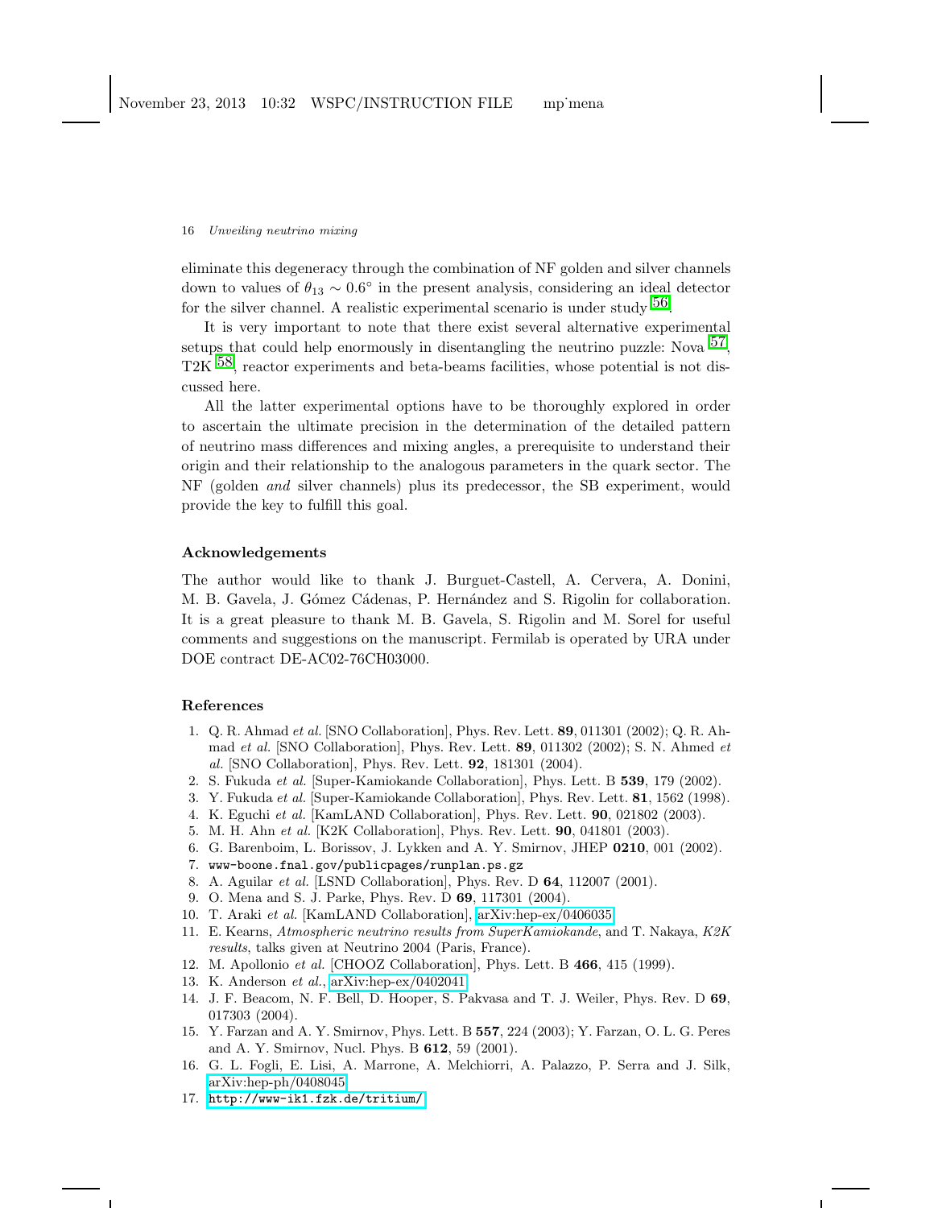eliminate this degeneracy through the combination of NF golden and silver channels down to values of $\theta_{13} \sim 0.6°$ in the present analysis, considering an ideal detector for the silver channel. A realistic experimental scenario is under study [56].

It is very important to note that there exist several alternative experimental setups that could help enormously in disentangling the neutrino puzzle: Nova [57], T2K [58], reactor experiments and beta-beams facilities, whose potential is not discussed here.

All the latter experimental options have to be thoroughly explored in order to ascertain the ultimate precision in the determination of the detailed pattern of neutrino mass differences and mixing angles, a prerequisite to understand their origin and their relationship to the analogous parameters in the quark sector. The NF (golden *and* silver channels) plus its predecessor, the SB experiment, would provide the key to fulfill this goal.

## Acknowledgements

The author would like to thank J. Burguet-Castell, A. Cervera, A. Donini, M. B. Gavela, J. Gómez Cádenas, P. Hernández and S. Rigolin for collaboration. It is a great pleasure to thank M. B. Gavela, S. Rigolin and M. Sorel for useful comments and suggestions on the manuscript. Fermilab is operated by URA under DOE contract DE-AC02-76CH03000.

## References

1. Q. R. Ahmad *et al.* [SNO Collaboration], Phys. Rev. Lett. **89**, 011301 (2002); Q. R. Ahmad *et al.* [SNO Collaboration], Phys. Rev. Lett. **89**, 011302 (2002); S. N. Ahmed *et al.* [SNO Collaboration], Phys. Rev. Lett. **92**, 181301 (2004).
2. S. Fukuda *et al.* [Super-Kamiokande Collaboration], Phys. Lett. B **539**, 179 (2002).
3. Y. Fukuda *et al.* [Super-Kamiokande Collaboration], Phys. Rev. Lett. **81**, 1562 (1998).
4. K. Eguchi *et al.* [KamLAND Collaboration], Phys. Rev. Lett. **90**, 021802 (2003).
5. M. H. Ahn *et al.* [K2K Collaboration], Phys. Rev. Lett. **90**, 041801 (2003).
6. G. Barenboim, L. Borissov, J. Lykken and A. Y. Smirnov, JHEP **0210**, 001 (2002).
7. `www-boone.fnal.gov/publicpages/runplan.ps.gz`
8. A. Aguilar *et al.* [LSND Collaboration], Phys. Rev. D **64**, 112007 (2001).
9. O. Mena and S. J. Parke, Phys. Rev. D **69**, 117301 (2004).
10. T. Araki *et al.* [KamLAND Collaboration], arXiv:hep-ex/0406035.
11. E. Kearns, *Atmospheric neutrino results from SuperKamiokande*, and T. Nakaya, *K2K results*, talks given at Neutrino 2004 (Paris, France).
12. M. Apollonio *et al.* [CHOOZ Collaboration], Phys. Lett. B **466**, 415 (1999).
13. K. Anderson *et al.*, arXiv:hep-ex/0402041.
14. J. F. Beacom, N. F. Bell, D. Hooper, S. Pakvasa and T. J. Weiler, Phys. Rev. D **69**, 017303 (2004).
15. Y. Farzan and A. Y. Smirnov, Phys. Lett. B **557**, 224 (2003); Y. Farzan, O. L. G. Peres and A. Y. Smirnov, Nucl. Phys. B **612**, 59 (2001).
16. G. L. Fogli, E. Lisi, A. Marrone, A. Melchiorri, A. Palazzo, P. Serra and J. Silk, arXiv:hep-ph/0408045.
17. `http://www-ik1.fzk.de/tritium/`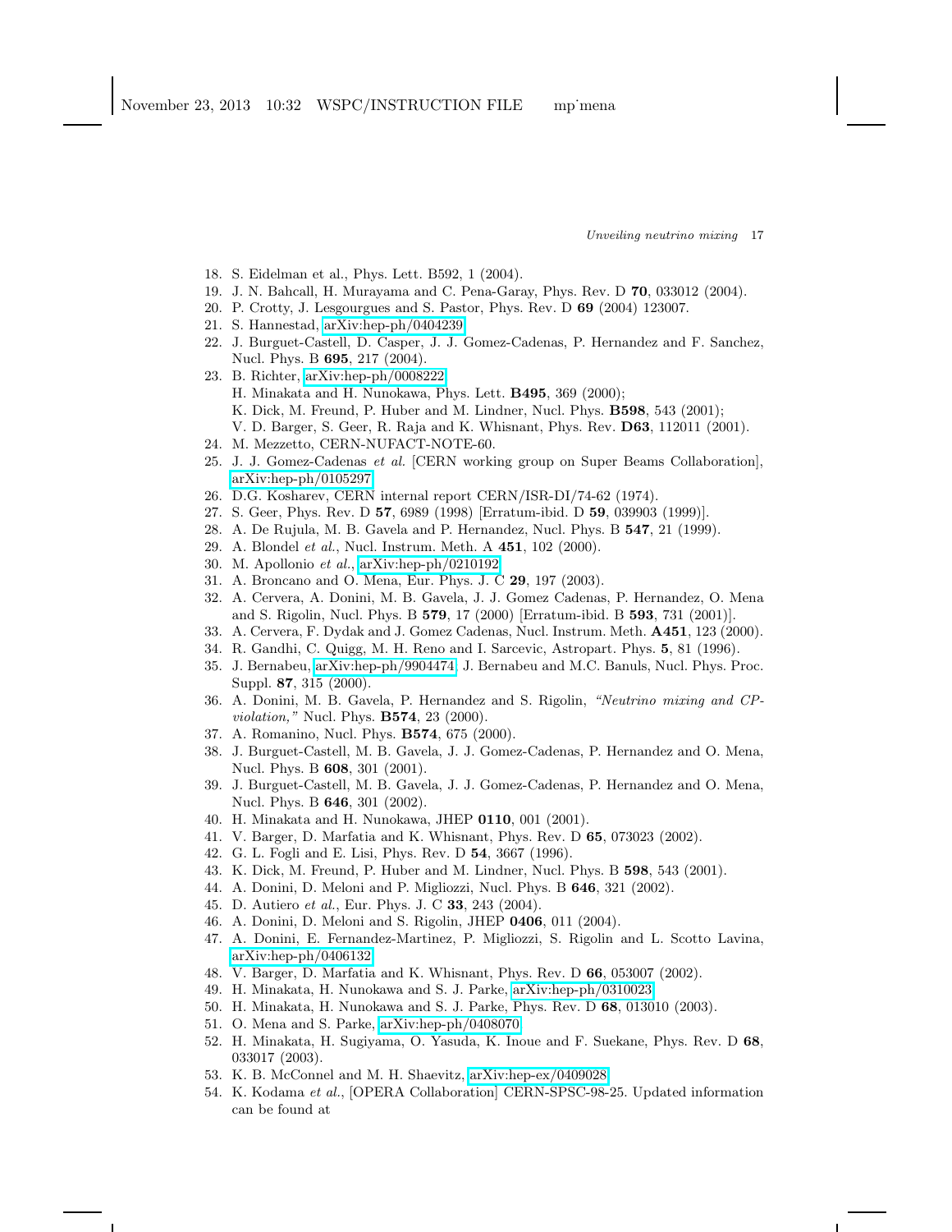18. S. Eidelman et al., Phys. Lett. B592, 1 (2004).
19. J. N. Bahcall, H. Murayama and C. Pena-Garay, Phys. Rev. D **70**, 033012 (2004).
20. P. Crotty, J. Lesgourgues and S. Pastor, Phys. Rev. D **69** (2004) 123007.
21. S. Hannestad, arXiv:hep-ph/0404239
22. J. Burguet-Castell, D. Casper, J. J. Gomez-Cadenas, P. Hernandez and F. Sanchez, Nucl. Phys. B **695**, 217 (2004).
23. B. Richter, arXiv:hep-ph/0008222
    H. Minakata and H. Nunokawa, Phys. Lett. **B495**, 369 (2000);
    K. Dick, M. Freund, P. Huber and M. Lindner, Nucl. Phys. **B598**, 543 (2001);
    V. D. Barger, S. Geer, R. Raja and K. Whisnant, Phys. Rev. **D63**, 112011 (2001).
24. M. Mezzetto, CERN-NUFACT-NOTE-60.
25. J. J. Gomez-Cadenas *et al.* [CERN working group on Super Beams Collaboration], arXiv:hep-ph/0105297
26. D.G. Kosharev, CERN internal report CERN/ISR-DI/74-62 (1974).
27. S. Geer, Phys. Rev. D **57**, 6989 (1998) [Erratum-ibid. D **59**, 039903 (1999)].
28. A. De Rujula, M. B. Gavela and P. Hernandez, Nucl. Phys. B **547**, 21 (1999).
29. A. Blondel *et al.*, Nucl. Instrum. Meth. A **451**, 102 (2000).
30. M. Apollonio *et al.*, arXiv:hep-ph/0210192
31. A. Broncano and O. Mena, Eur. Phys. J. C **29**, 197 (2003).
32. A. Cervera, A. Donini, M. B. Gavela, J. J. Gomez Cadenas, P. Hernandez, O. Mena and S. Rigolin, Nucl. Phys. B **579**, 17 (2000) [Erratum-ibid. B **593**, 731 (2001)].
33. A. Cervera, F. Dydak and J. Gomez Cadenas, Nucl. Instrum. Meth. **A451**, 123 (2000).
34. R. Gandhi, C. Quigg, M. H. Reno and I. Sarcevic, Astropart. Phys. **5**, 81 (1996).
35. J. Bernabeu, arXiv:hep-ph/9904474; J. Bernabeu and M.C. Banuls, Nucl. Phys. Proc. Suppl. **87**, 315 (2000).
36. A. Donini, M. B. Gavela, P. Hernandez and S. Rigolin, *"Neutrino mixing and CP-violation,"* Nucl. Phys. **B574**, 23 (2000).
37. A. Romanino, Nucl. Phys. **B574**, 675 (2000).
38. J. Burguet-Castell, M. B. Gavela, J. J. Gomez-Cadenas, P. Hernandez and O. Mena, Nucl. Phys. B **608**, 301 (2001).
39. J. Burguet-Castell, M. B. Gavela, J. J. Gomez-Cadenas, P. Hernandez and O. Mena, Nucl. Phys. B **646**, 301 (2002).
40. H. Minakata and H. Nunokawa, JHEP **0110**, 001 (2001).
41. V. Barger, D. Marfatia and K. Whisnant, Phys. Rev. D **65**, 073023 (2002).
42. G. L. Fogli and E. Lisi, Phys. Rev. D **54**, 3667 (1996).
43. K. Dick, M. Freund, P. Huber and M. Lindner, Nucl. Phys. B **598**, 543 (2001).
44. A. Donini, D. Meloni and P. Migliozzi, Nucl. Phys. B **646**, 321 (2002).
45. D. Autiero *et al.*, Eur. Phys. J. C **33**, 243 (2004).
46. A. Donini, D. Meloni and S. Rigolin, JHEP **0406**, 011 (2004).
47. A. Donini, E. Fernandez-Martinez, P. Migliozzi, S. Rigolin and L. Scotto Lavina, arXiv:hep-ph/0406132
48. V. Barger, D. Marfatia and K. Whisnant, Phys. Rev. D **66**, 053007 (2002).
49. H. Minakata, H. Nunokawa and S. J. Parke, arXiv:hep-ph/0310023
50. H. Minakata, H. Nunokawa and S. J. Parke, Phys. Rev. D **68**, 013010 (2003).
51. O. Mena and S. Parke, arXiv:hep-ph/0408070
52. H. Minakata, H. Sugiyama, O. Yasuda, K. Inoue and F. Suekane, Phys. Rev. D **68**, 033017 (2003).
53. K. B. McConnel and M. H. Shaevitz, arXiv:hep-ex/0409028
54. K. Kodama *et al.*, [OPERA Collaboration] CERN-SPSC-98-25. Updated information can be found at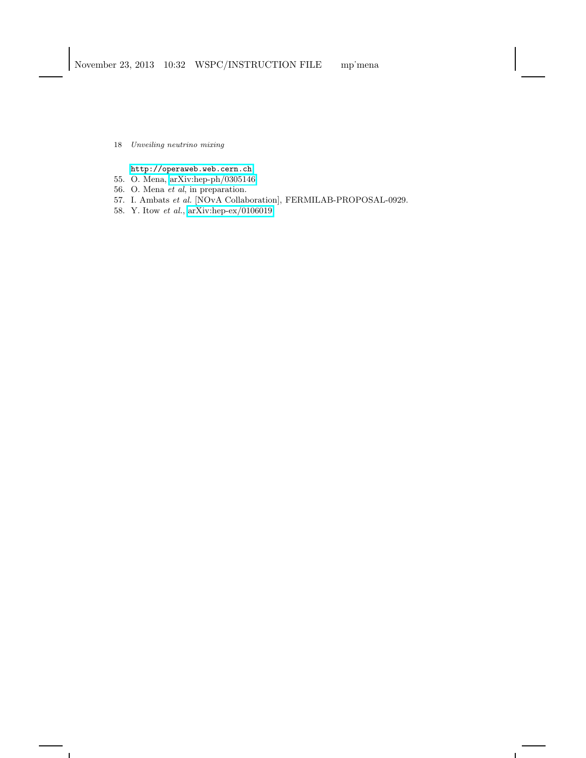http://operaweb.web.cern.ch

55. O. Mena, arXiv:hep-ph/0305146
56. O. Mena *et al*, in preparation.
57. I. Ambats *et al.* [NOvA Collaboration], FERMILAB-PROPOSAL-0929.
58. Y. Itow *et al.*, arXiv:hep-ex/0106019